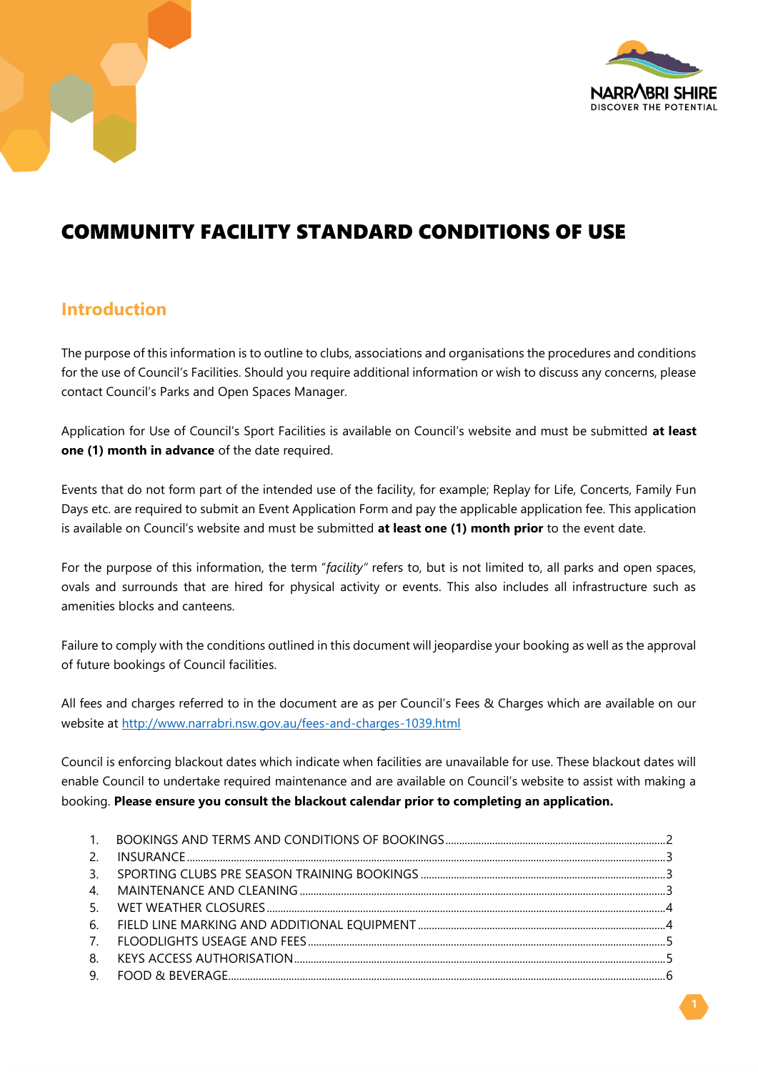# COMMUNITY FACILITY STANDARD CONDITIONS OF USE

## Introduction

The purpose of this information is to outline to clubs, associations and organisations the procedures and conditions for the use of Council's Facilities. Should you require additional information or wish to discuss any concerns, please contact Council's Parks and Open Spaces Manager.

Application for Use of Council's Sport Facilities is available on Council's website and must be submitted **at least one (1) month in advance** of the date required.

Events that do not form part of the intended use of the facility, for example; Replay for Life, Concerts, Family Fun Days etc. are required to submit an Event Application Form and pay the applicable application fee. This application is available on Council's website and must be submitted **at least one (1) month prior** to the event date.

For the purpose of this information, the term "*facility*" refers to, but is not limited to, all parks and open spaces, ovals and surrounds that are hired for physical activity or events. This also includes all infrastructure such as amenities blocks and canteens.

Failure to comply with the conditions outlined in this document will jeopardise your booking as well as the approval of future bookings of Council facilities.

All fees and charges referred to in the document are as per Council's Fees & Charges which are available on our website at http://www.narrabri.nsw.gov.au/fees-and-charges-1039.html

Council is enforcing blackout dates which indicate when facilities are unavailable for use. These blackout dates will enable Council to undertake required maintenance and are available on Council's website to assist with making a booking. **Please ensure you consult the blackout calendar prior to completing an application.**

1. BOOKINGS AND TERMS AND CONDITIONS OF BOOKINGS ........ 2
2. INSURANCE ........ 3
3. SPORTING CLUBS PRE SEASON TRAINING BOOKINGS ........ 3
4. MAINTENANCE AND CLEANING ........ 3
5. WET WEATHER CLOSURES ........ 4
6. FIELD LINE MARKING AND ADDITIONAL EQUIPMENT ........ 4
7. FLOODLIGHTS USEAGE AND FEES ........ 5
8. KEYS ACCESS AUTHORISATION ........ 5
9. FOOD & BEVERAGE ........ 6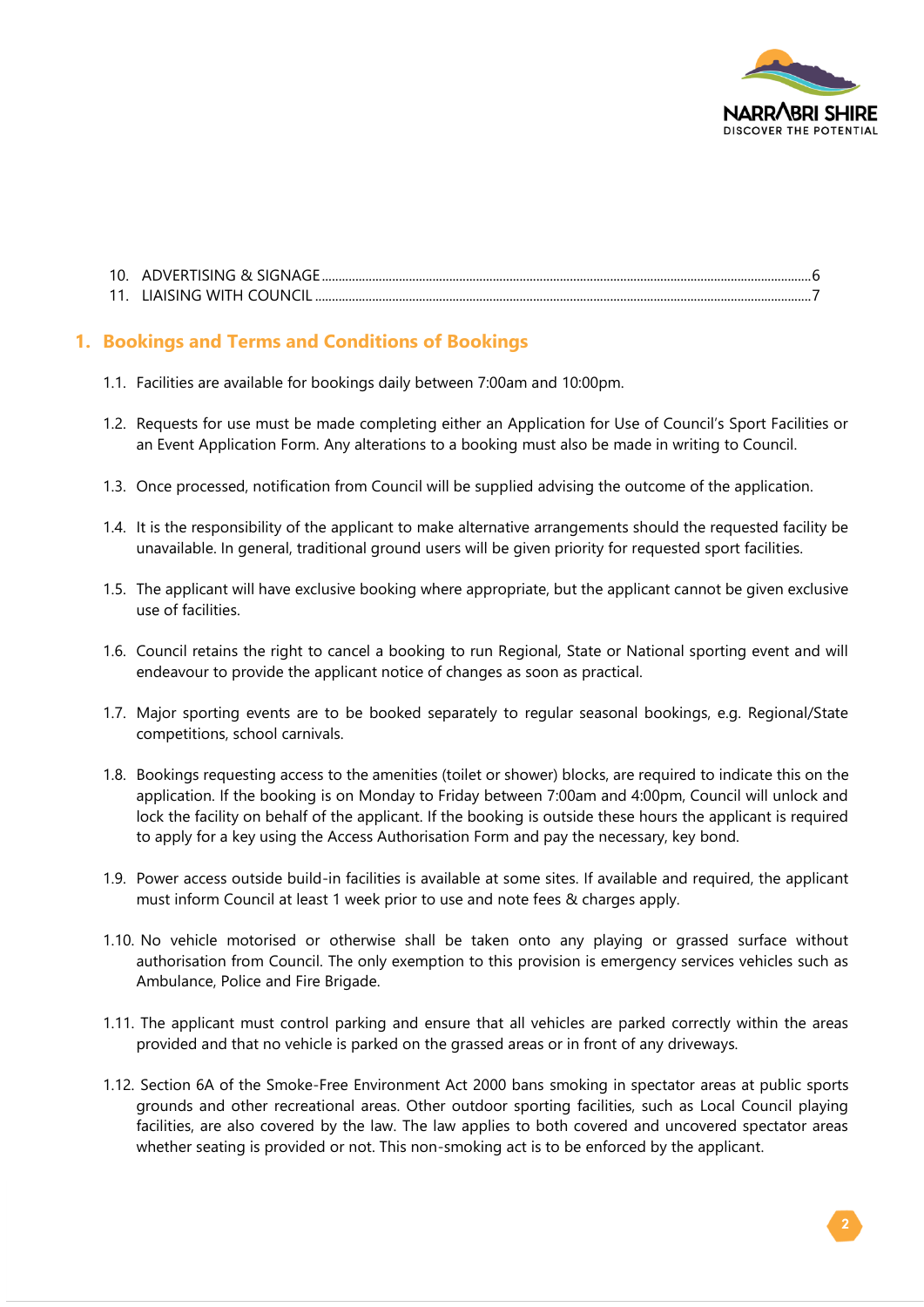10. ADVERTISING & SIGNAGE .......... 6
11. LIAISING WITH COUNCIL .......... 7

## 1. Bookings and Terms and Conditions of Bookings

1.1. Facilities are available for bookings daily between 7:00am and 10:00pm.

1.2. Requests for use must be made completing either an Application for Use of Council's Sport Facilities or an Event Application Form. Any alterations to a booking must also be made in writing to Council.

1.3. Once processed, notification from Council will be supplied advising the outcome of the application.

1.4. It is the responsibility of the applicant to make alternative arrangements should the requested facility be unavailable. In general, traditional ground users will be given priority for requested sport facilities.

1.5. The applicant will have exclusive booking where appropriate, but the applicant cannot be given exclusive use of facilities.

1.6. Council retains the right to cancel a booking to run Regional, State or National sporting event and will endeavour to provide the applicant notice of changes as soon as practical.

1.7. Major sporting events are to be booked separately to regular seasonal bookings, e.g. Regional/State competitions, school carnivals.

1.8. Bookings requesting access to the amenities (toilet or shower) blocks, are required to indicate this on the application. If the booking is on Monday to Friday between 7:00am and 4:00pm, Council will unlock and lock the facility on behalf of the applicant. If the booking is outside these hours the applicant is required to apply for a key using the Access Authorisation Form and pay the necessary, key bond.

1.9. Power access outside build-in facilities is available at some sites. If available and required, the applicant must inform Council at least 1 week prior to use and note fees & charges apply.

1.10. No vehicle motorised or otherwise shall be taken onto any playing or grassed surface without authorisation from Council. The only exemption to this provision is emergency services vehicles such as Ambulance, Police and Fire Brigade.

1.11. The applicant must control parking and ensure that all vehicles are parked correctly within the areas provided and that no vehicle is parked on the grassed areas or in front of any driveways.

1.12. Section 6A of the Smoke-Free Environment Act 2000 bans smoking in spectator areas at public sports grounds and other recreational areas. Other outdoor sporting facilities, such as Local Council playing facilities, are also covered by the law. The law applies to both covered and uncovered spectator areas whether seating is provided or not. This non-smoking act is to be enforced by the applicant.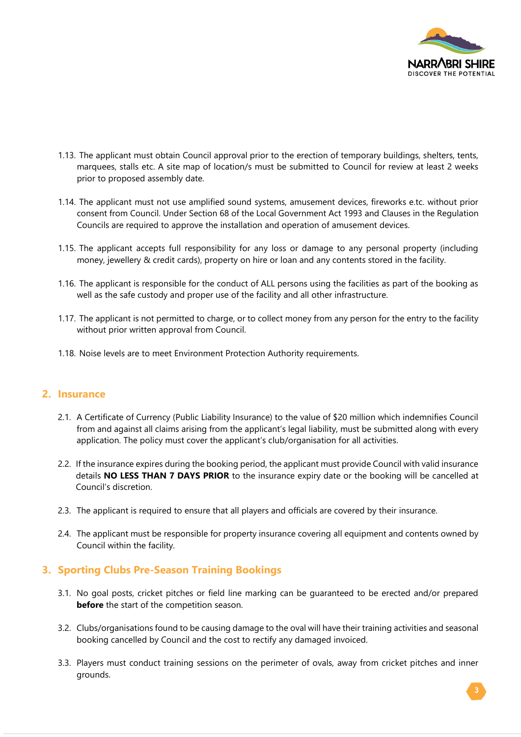1.13. The applicant must obtain Council approval prior to the erection of temporary buildings, shelters, tents, marquees, stalls etc. A site map of location/s must be submitted to Council for review at least 2 weeks prior to proposed assembly date.

1.14. The applicant must not use amplified sound systems, amusement devices, fireworks e.t.c. without prior consent from Council. Under Section 68 of the Local Government Act 1993 and Clauses in the Regulation Councils are required to approve the installation and operation of amusement devices.

1.15. The applicant accepts full responsibility for any loss or damage to any personal property (including money, jewellery & credit cards), property on hire or loan and any contents stored in the facility.

1.16. The applicant is responsible for the conduct of ALL persons using the facilities as part of the booking as well as the safe custody and proper use of the facility and all other infrastructure.

1.17. The applicant is not permitted to charge, or to collect money from any person for the entry to the facility without prior written approval from Council.

1.18. Noise levels are to meet Environment Protection Authority requirements.

## 2. Insurance

2.1. A Certificate of Currency (Public Liability Insurance) to the value of $20 million which indemnifies Council from and against all claims arising from the applicant's legal liability, must be submitted along with every application. The policy must cover the applicant's club/organisation for all activities.

2.2. If the insurance expires during the booking period, the applicant must provide Council with valid insurance details **NO LESS THAN 7 DAYS PRIOR** to the insurance expiry date or the booking will be cancelled at Council's discretion.

2.3. The applicant is required to ensure that all players and officials are covered by their insurance.

2.4. The applicant must be responsible for property insurance covering all equipment and contents owned by Council within the facility.

## 3. Sporting Clubs Pre-Season Training Bookings

3.1. No goal posts, cricket pitches or field line marking can be guaranteed to be erected and/or prepared **before** the start of the competition season.

3.2. Clubs/organisations found to be causing damage to the oval will have their training activities and seasonal booking cancelled by Council and the cost to rectify any damaged invoiced.

3.3. Players must conduct training sessions on the perimeter of ovals, away from cricket pitches and inner grounds.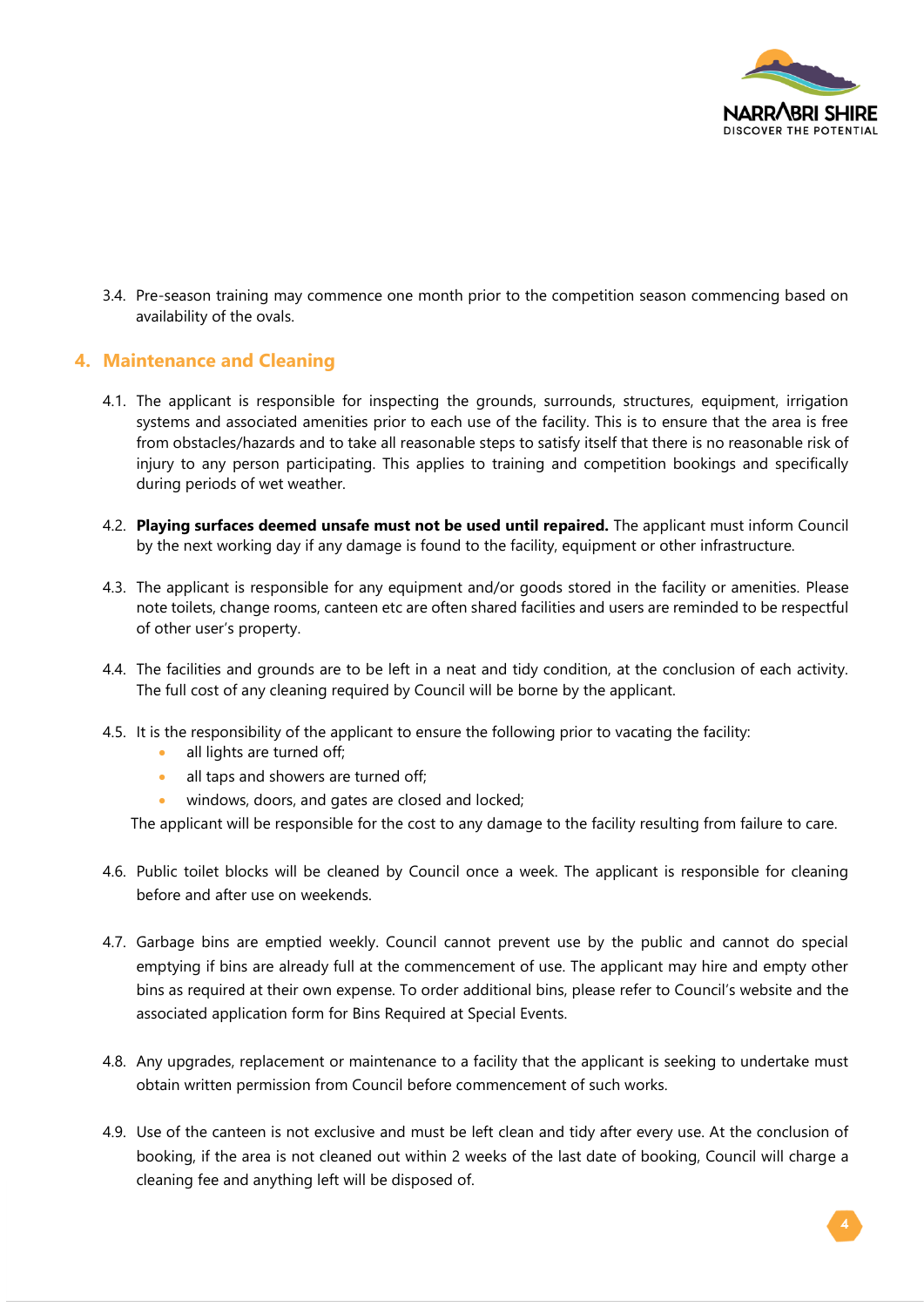3.4. Pre-season training may commence one month prior to the competition season commencing based on availability of the ovals.

## 4. Maintenance and Cleaning

4.1. The applicant is responsible for inspecting the grounds, surrounds, structures, equipment, irrigation systems and associated amenities prior to each use of the facility. This is to ensure that the area is free from obstacles/hazards and to take all reasonable steps to satisfy itself that there is no reasonable risk of injury to any person participating. This applies to training and competition bookings and specifically during periods of wet weather.

4.2. **Playing surfaces deemed unsafe must not be used until repaired.** The applicant must inform Council by the next working day if any damage is found to the facility, equipment or other infrastructure.

4.3. The applicant is responsible for any equipment and/or goods stored in the facility or amenities. Please note toilets, change rooms, canteen etc are often shared facilities and users are reminded to be respectful of other user's property.

4.4. The facilities and grounds are to be left in a neat and tidy condition, at the conclusion of each activity. The full cost of any cleaning required by Council will be borne by the applicant.

4.5. It is the responsibility of the applicant to ensure the following prior to vacating the facility:

- all lights are turned off;
- all taps and showers are turned off;
- windows, doors, and gates are closed and locked;

The applicant will be responsible for the cost to any damage to the facility resulting from failure to care.

4.6. Public toilet blocks will be cleaned by Council once a week. The applicant is responsible for cleaning before and after use on weekends.

4.7. Garbage bins are emptied weekly. Council cannot prevent use by the public and cannot do special emptying if bins are already full at the commencement of use. The applicant may hire and empty other bins as required at their own expense. To order additional bins, please refer to Council's website and the associated application form for Bins Required at Special Events.

4.8. Any upgrades, replacement or maintenance to a facility that the applicant is seeking to undertake must obtain written permission from Council before commencement of such works.

4.9. Use of the canteen is not exclusive and must be left clean and tidy after every use. At the conclusion of booking, if the area is not cleaned out within 2 weeks of the last date of booking, Council will charge a cleaning fee and anything left will be disposed of.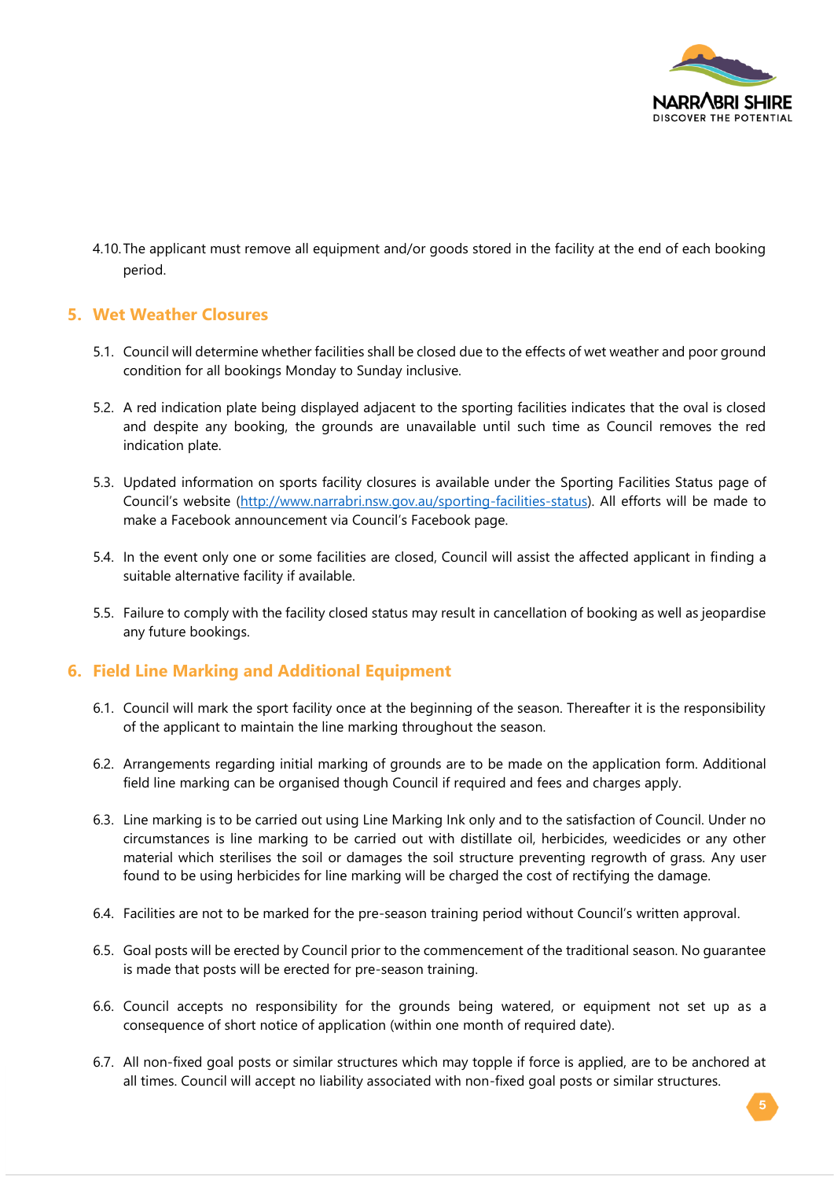4.10. The applicant must remove all equipment and/or goods stored in the facility at the end of each booking period.

## 5. Wet Weather Closures

5.1. Council will determine whether facilities shall be closed due to the effects of wet weather and poor ground condition for all bookings Monday to Sunday inclusive.

5.2. A red indication plate being displayed adjacent to the sporting facilities indicates that the oval is closed and despite any booking, the grounds are unavailable until such time as Council removes the red indication plate.

5.3. Updated information on sports facility closures is available under the Sporting Facilities Status page of Council's website (http://www.narrabri.nsw.gov.au/sporting-facilities-status). All efforts will be made to make a Facebook announcement via Council's Facebook page.

5.4. In the event only one or some facilities are closed, Council will assist the affected applicant in finding a suitable alternative facility if available.

5.5. Failure to comply with the facility closed status may result in cancellation of booking as well as jeopardise any future bookings.

## 6. Field Line Marking and Additional Equipment

6.1. Council will mark the sport facility once at the beginning of the season. Thereafter it is the responsibility of the applicant to maintain the line marking throughout the season.

6.2. Arrangements regarding initial marking of grounds are to be made on the application form. Additional field line marking can be organised though Council if required and fees and charges apply.

6.3. Line marking is to be carried out using Line Marking Ink only and to the satisfaction of Council. Under no circumstances is line marking to be carried out with distillate oil, herbicides, weedicides or any other material which sterilises the soil or damages the soil structure preventing regrowth of grass. Any user found to be using herbicides for line marking will be charged the cost of rectifying the damage.

6.4. Facilities are not to be marked for the pre-season training period without Council's written approval.

6.5. Goal posts will be erected by Council prior to the commencement of the traditional season. No guarantee is made that posts will be erected for pre-season training.

6.6. Council accepts no responsibility for the grounds being watered, or equipment not set up as a consequence of short notice of application (within one month of required date).

6.7. All non-fixed goal posts or similar structures which may topple if force is applied, are to be anchored at all times. Council will accept no liability associated with non-fixed goal posts or similar structures.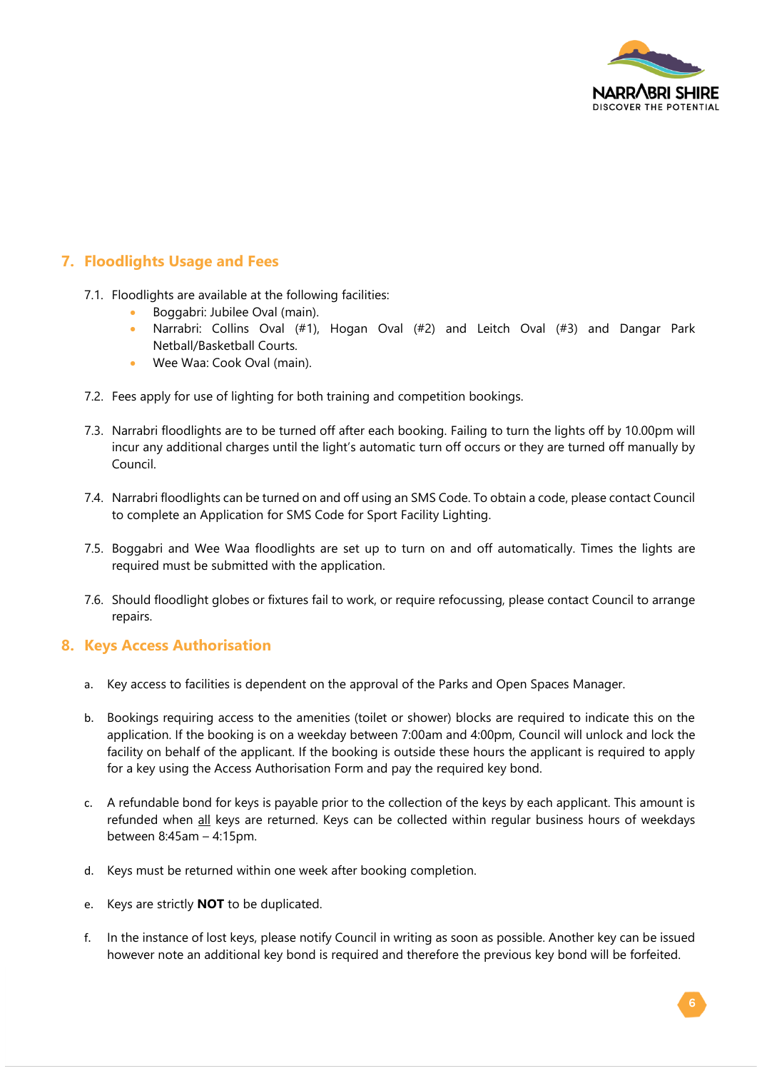## 7. Floodlights Usage and Fees

7.1. Floodlights are available at the following facilities:

- Boggabri: Jubilee Oval (main).
- Narrabri: Collins Oval (#1), Hogan Oval (#2) and Leitch Oval (#3) and Dangar Park Netball/Basketball Courts.
- Wee Waa: Cook Oval (main).

7.2. Fees apply for use of lighting for both training and competition bookings.

7.3. Narrabri floodlights are to be turned off after each booking. Failing to turn the lights off by 10.00pm will incur any additional charges until the light's automatic turn off occurs or they are turned off manually by Council.

7.4. Narrabri floodlights can be turned on and off using an SMS Code. To obtain a code, please contact Council to complete an Application for SMS Code for Sport Facility Lighting.

7.5. Boggabri and Wee Waa floodlights are set up to turn on and off automatically. Times the lights are required must be submitted with the application.

7.6. Should floodlight globes or fixtures fail to work, or require refocussing, please contact Council to arrange repairs.

## 8. Keys Access Authorisation

a. Key access to facilities is dependent on the approval of the Parks and Open Spaces Manager.

b. Bookings requiring access to the amenities (toilet or shower) blocks are required to indicate this on the application. If the booking is on a weekday between 7:00am and 4:00pm, Council will unlock and lock the facility on behalf of the applicant. If the booking is outside these hours the applicant is required to apply for a key using the Access Authorisation Form and pay the required key bond.

c. A refundable bond for keys is payable prior to the collection of the keys by each applicant. This amount is refunded when all keys are returned. Keys can be collected within regular business hours of weekdays between 8:45am – 4:15pm.

d. Keys must be returned within one week after booking completion.

e. Keys are strictly **NOT** to be duplicated.

f. In the instance of lost keys, please notify Council in writing as soon as possible. Another key can be issued however note an additional key bond is required and therefore the previous key bond will be forfeited.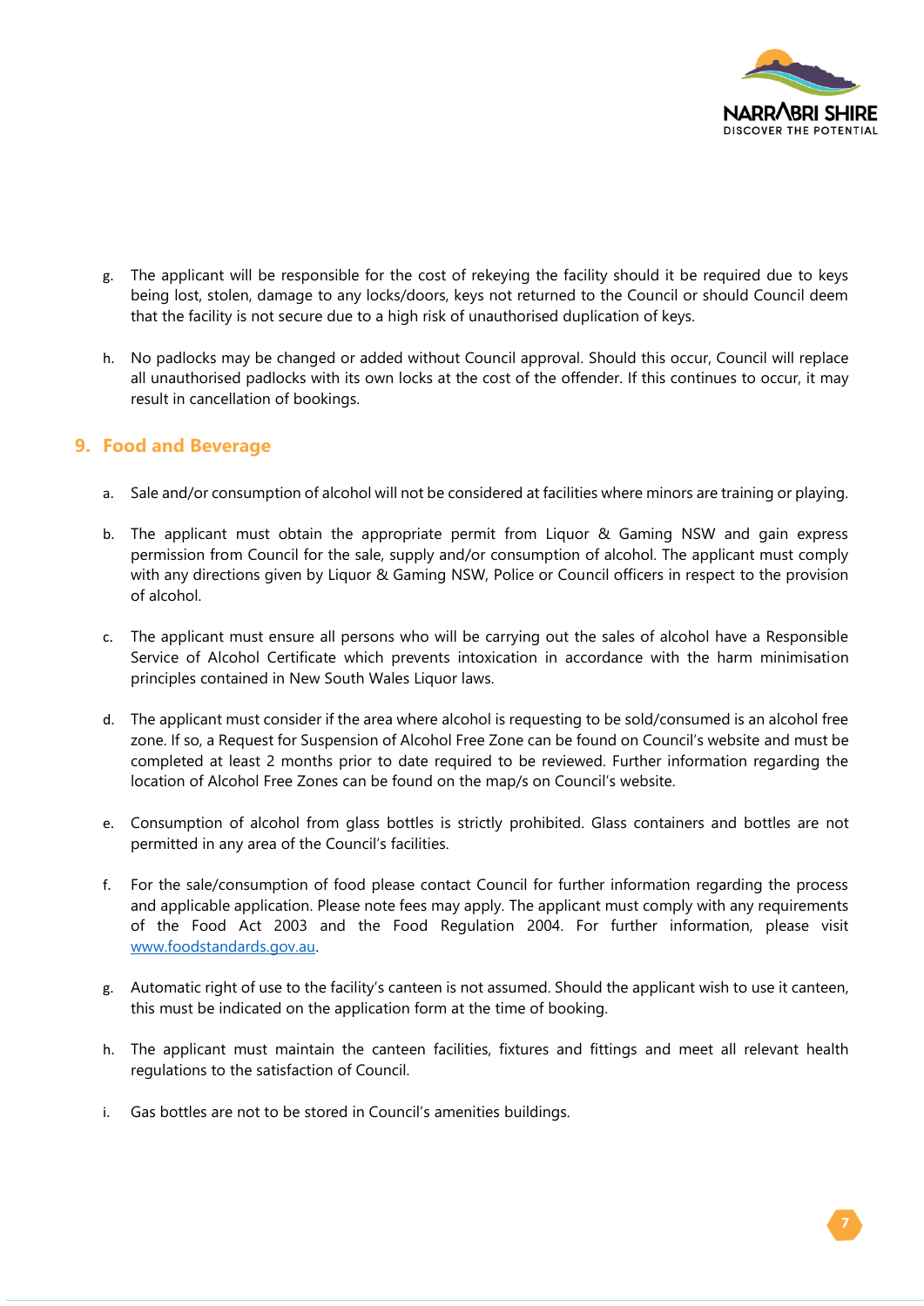g. The applicant will be responsible for the cost of rekeying the facility should it be required due to keys being lost, stolen, damage to any locks/doors, keys not returned to the Council or should Council deem that the facility is not secure due to a high risk of unauthorised duplication of keys.

h. No padlocks may be changed or added without Council approval. Should this occur, Council will replace all unauthorised padlocks with its own locks at the cost of the offender. If this continues to occur, it may result in cancellation of bookings.

## 9. Food and Beverage

a. Sale and/or consumption of alcohol will not be considered at facilities where minors are training or playing.

b. The applicant must obtain the appropriate permit from Liquor & Gaming NSW and gain express permission from Council for the sale, supply and/or consumption of alcohol. The applicant must comply with any directions given by Liquor & Gaming NSW, Police or Council officers in respect to the provision of alcohol.

c. The applicant must ensure all persons who will be carrying out the sales of alcohol have a Responsible Service of Alcohol Certificate which prevents intoxication in accordance with the harm minimisation principles contained in New South Wales Liquor laws.

d. The applicant must consider if the area where alcohol is requesting to be sold/consumed is an alcohol free zone. If so, a Request for Suspension of Alcohol Free Zone can be found on Council's website and must be completed at least 2 months prior to date required to be reviewed. Further information regarding the location of Alcohol Free Zones can be found on the map/s on Council's website.

e. Consumption of alcohol from glass bottles is strictly prohibited. Glass containers and bottles are not permitted in any area of the Council's facilities.

f. For the sale/consumption of food please contact Council for further information regarding the process and applicable application. Please note fees may apply. The applicant must comply with any requirements of the Food Act 2003 and the Food Regulation 2004. For further information, please visit [www.foodstandards.gov.au](www.foodstandards.gov.au).

g. Automatic right of use to the facility's canteen is not assumed. Should the applicant wish to use it canteen, this must be indicated on the application form at the time of booking.

h. The applicant must maintain the canteen facilities, fixtures and fittings and meet all relevant health regulations to the satisfaction of Council.

i. Gas bottles are not to be stored in Council's amenities buildings.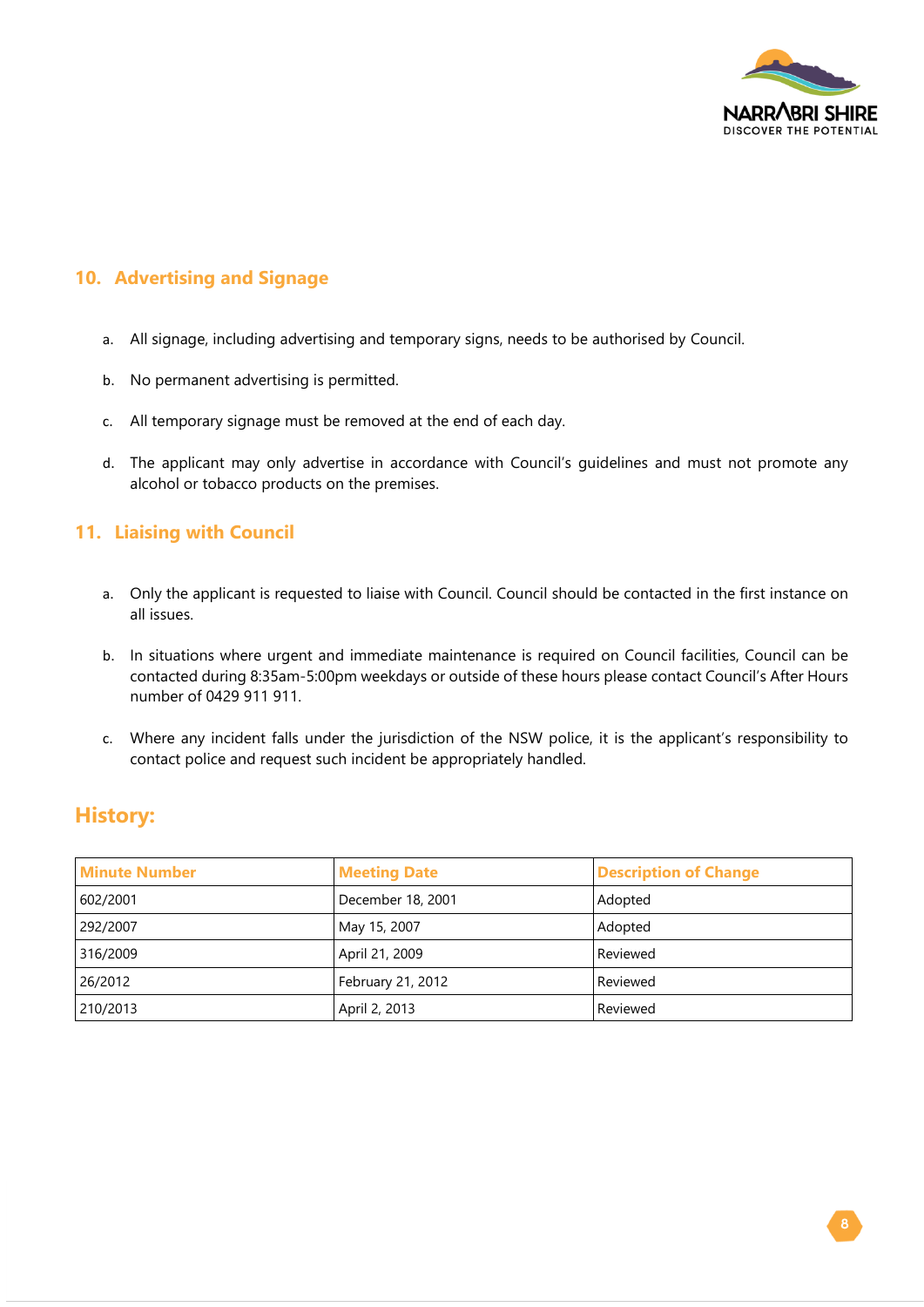## 10. Advertising and Signage

a. All signage, including advertising and temporary signs, needs to be authorised by Council.

b. No permanent advertising is permitted.

c. All temporary signage must be removed at the end of each day.

d. The applicant may only advertise in accordance with Council's guidelines and must not promote any alcohol or tobacco products on the premises.

## 11. Liaising with Council

a. Only the applicant is requested to liaise with Council. Council should be contacted in the first instance on all issues.

b. In situations where urgent and immediate maintenance is required on Council facilities, Council can be contacted during 8:35am-5:00pm weekdays or outside of these hours please contact Council's After Hours number of 0429 911 911.

c. Where any incident falls under the jurisdiction of the NSW police, it is the applicant's responsibility to contact police and request such incident be appropriately handled.

# History:

| Minute Number | Meeting Date | Description of Change |
|---|---|---|
| 602/2001 | December 18, 2001 | Adopted |
| 292/2007 | May 15, 2007 | Adopted |
| 316/2009 | April 21, 2009 | Reviewed |
| 26/2012 | February 21, 2012 | Reviewed |
| 210/2013 | April 2, 2013 | Reviewed |